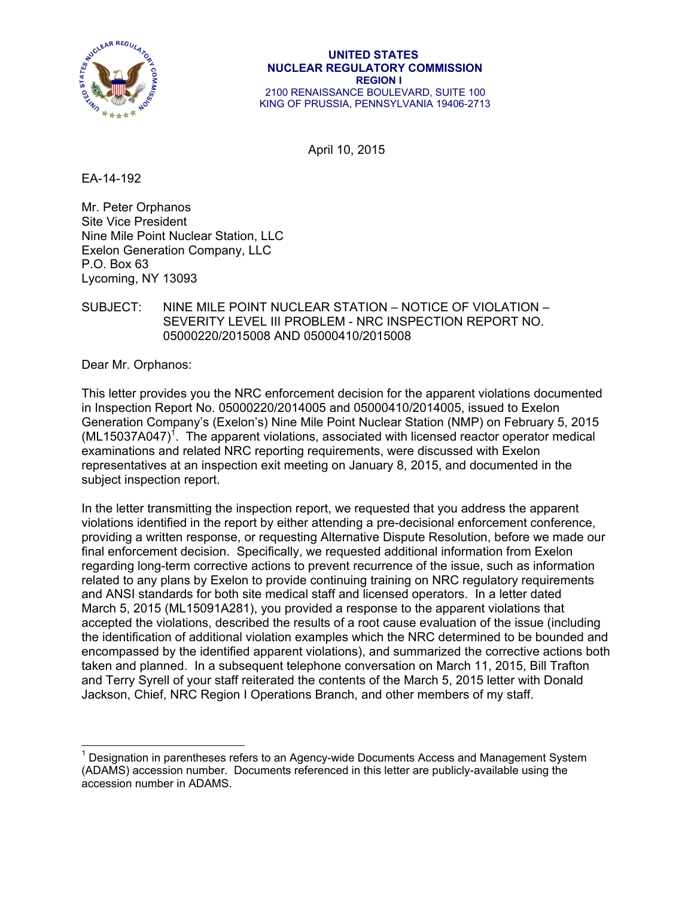**UNITED STATES**
**NUCLEAR REGULATORY COMMISSION**
**REGION I**
2100 RENAISSANCE BOULEVARD, SUITE 100
KING OF PRUSSIA, PENNSYLVANIA 19406-2713

April 10, 2015

EA-14-192

Mr. Peter Orphanos
Site Vice President
Nine Mile Point Nuclear Station, LLC
Exelon Generation Company, LLC
P.O. Box 63
Lycoming, NY 13093

SUBJECT: NINE MILE POINT NUCLEAR STATION – NOTICE OF VIOLATION – SEVERITY LEVEL III PROBLEM - NRC INSPECTION REPORT NO. 05000220/2015008 AND 05000410/2015008

Dear Mr. Orphanos:

This letter provides you the NRC enforcement decision for the apparent violations documented in Inspection Report No. 05000220/2014005 and 05000410/2014005, issued to Exelon Generation Company's (Exelon's) Nine Mile Point Nuclear Station (NMP) on February 5, 2015 (ML15037A047)[1]. The apparent violations, associated with licensed reactor operator medical examinations and related NRC reporting requirements, were discussed with Exelon representatives at an inspection exit meeting on January 8, 2015, and documented in the subject inspection report.

In the letter transmitting the inspection report, we requested that you address the apparent violations identified in the report by either attending a pre-decisional enforcement conference, providing a written response, or requesting Alternative Dispute Resolution, before we made our final enforcement decision. Specifically, we requested additional information from Exelon regarding long-term corrective actions to prevent recurrence of the issue, such as information related to any plans by Exelon to provide continuing training on NRC regulatory requirements and ANSI standards for both site medical staff and licensed operators. In a letter dated March 5, 2015 (ML15091A281), you provided a response to the apparent violations that accepted the violations, described the results of a root cause evaluation of the issue (including the identification of additional violation examples which the NRC determined to be bounded and encompassed by the identified apparent violations), and summarized the corrective actions both taken and planned. In a subsequent telephone conversation on March 11, 2015, Bill Trafton and Terry Syrell of your staff reiterated the contents of the March 5, 2015 letter with Donald Jackson, Chief, NRC Region I Operations Branch, and other members of my staff.

---

[1] Designation in parentheses refers to an Agency-wide Documents Access and Management System (ADAMS) accession number. Documents referenced in this letter are publicly-available using the accession number in ADAMS.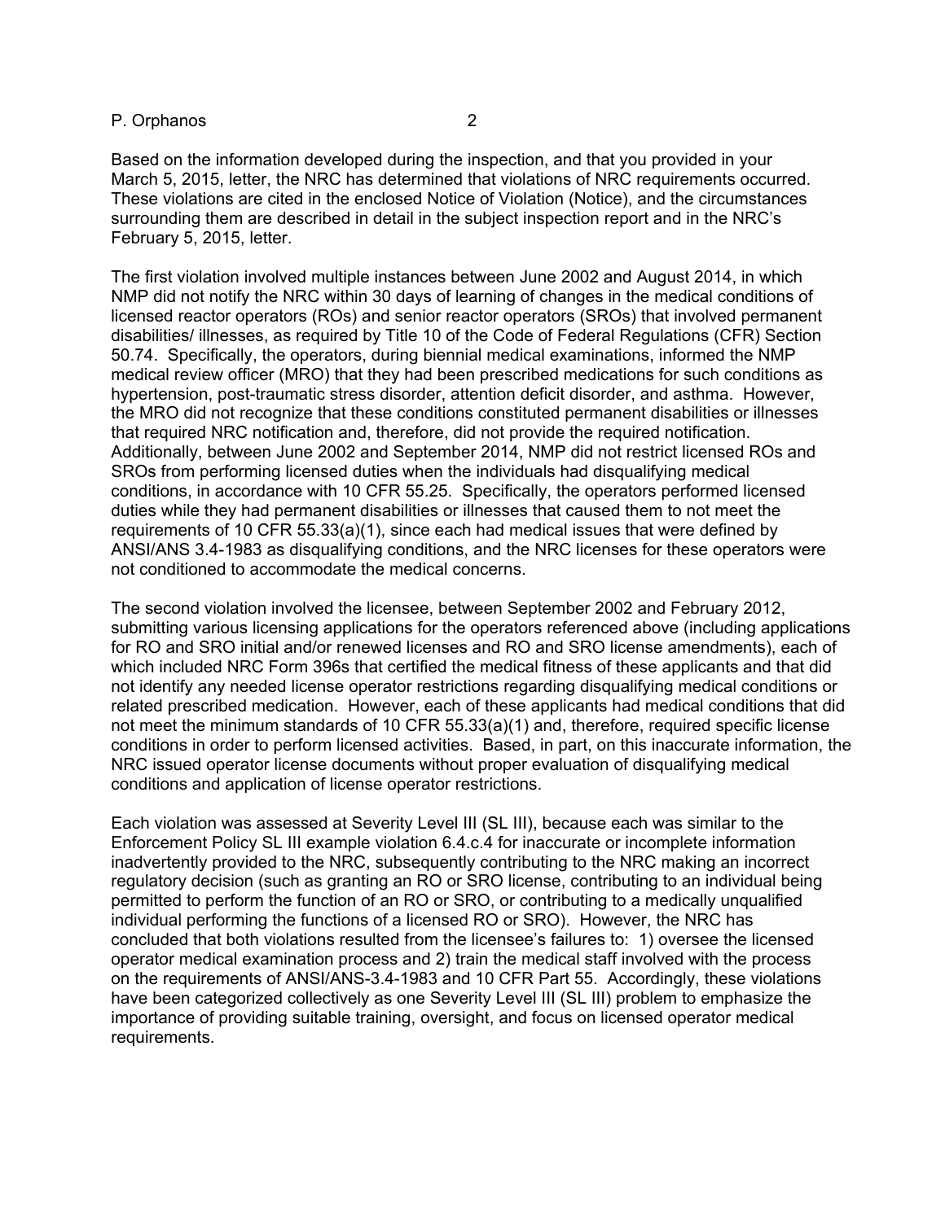Based on the information developed during the inspection, and that you provided in your March 5, 2015, letter, the NRC has determined that violations of NRC requirements occurred. These violations are cited in the enclosed Notice of Violation (Notice), and the circumstances surrounding them are described in detail in the subject inspection report and in the NRC's February 5, 2015, letter.

The first violation involved multiple instances between June 2002 and August 2014, in which NMP did not notify the NRC within 30 days of learning of changes in the medical conditions of licensed reactor operators (ROs) and senior reactor operators (SROs) that involved permanent disabilities/ illnesses, as required by Title 10 of the Code of Federal Regulations (CFR) Section 50.74. Specifically, the operators, during biennial medical examinations, informed the NMP medical review officer (MRO) that they had been prescribed medications for such conditions as hypertension, post-traumatic stress disorder, attention deficit disorder, and asthma. However, the MRO did not recognize that these conditions constituted permanent disabilities or illnesses that required NRC notification and, therefore, did not provide the required notification. Additionally, between June 2002 and September 2014, NMP did not restrict licensed ROs and SROs from performing licensed duties when the individuals had disqualifying medical conditions, in accordance with 10 CFR 55.25. Specifically, the operators performed licensed duties while they had permanent disabilities or illnesses that caused them to not meet the requirements of 10 CFR 55.33(a)(1), since each had medical issues that were defined by ANSI/ANS 3.4-1983 as disqualifying conditions, and the NRC licenses for these operators were not conditioned to accommodate the medical concerns.

The second violation involved the licensee, between September 2002 and February 2012, submitting various licensing applications for the operators referenced above (including applications for RO and SRO initial and/or renewed licenses and RO and SRO license amendments), each of which included NRC Form 396s that certified the medical fitness of these applicants and that did not identify any needed license operator restrictions regarding disqualifying medical conditions or related prescribed medication. However, each of these applicants had medical conditions that did not meet the minimum standards of 10 CFR 55.33(a)(1) and, therefore, required specific license conditions in order to perform licensed activities. Based, in part, on this inaccurate information, the NRC issued operator license documents without proper evaluation of disqualifying medical conditions and application of license operator restrictions.

Each violation was assessed at Severity Level III (SL III), because each was similar to the Enforcement Policy SL III example violation 6.4.c.4 for inaccurate or incomplete information inadvertently provided to the NRC, subsequently contributing to the NRC making an incorrect regulatory decision (such as granting an RO or SRO license, contributing to an individual being permitted to perform the function of an RO or SRO, or contributing to a medically unqualified individual performing the functions of a licensed RO or SRO). However, the NRC has concluded that both violations resulted from the licensee's failures to: 1) oversee the licensed operator medical examination process and 2) train the medical staff involved with the process on the requirements of ANSI/ANS-3.4-1983 and 10 CFR Part 55. Accordingly, these violations have been categorized collectively as one Severity Level III (SL III) problem to emphasize the importance of providing suitable training, oversight, and focus on licensed operator medical requirements.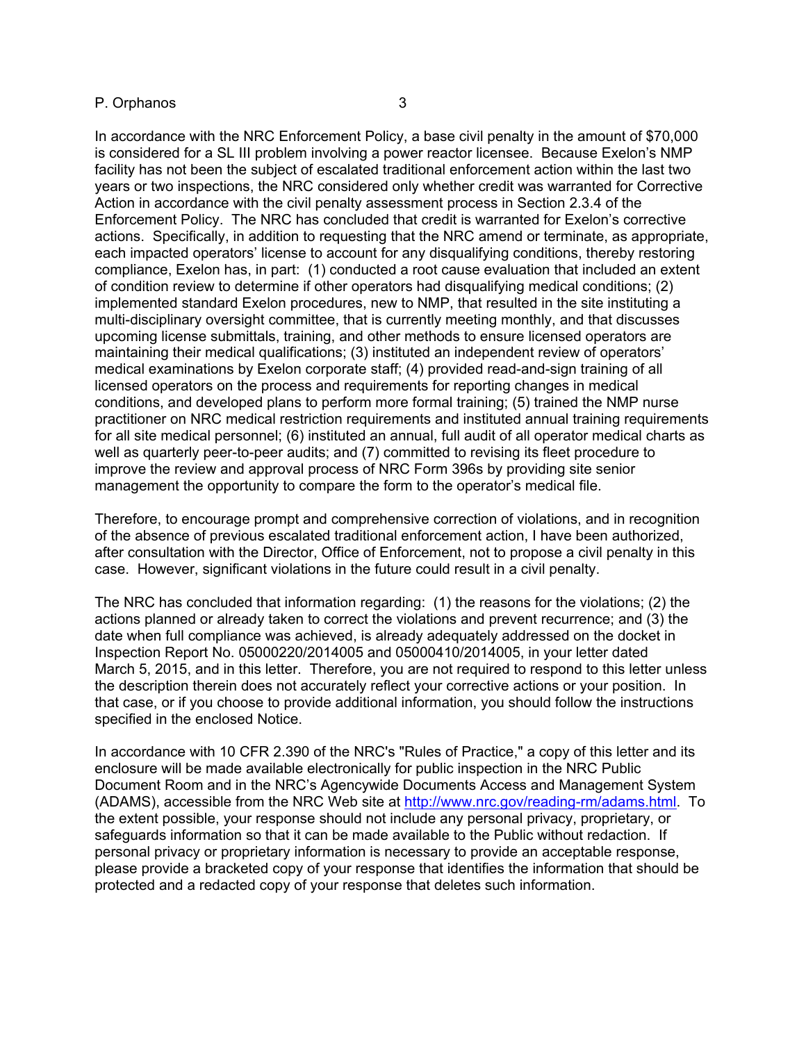In accordance with the NRC Enforcement Policy, a base civil penalty in the amount of $70,000 is considered for a SL III problem involving a power reactor licensee. Because Exelon's NMP facility has not been the subject of escalated traditional enforcement action within the last two years or two inspections, the NRC considered only whether credit was warranted for Corrective Action in accordance with the civil penalty assessment process in Section 2.3.4 of the Enforcement Policy. The NRC has concluded that credit is warranted for Exelon's corrective actions. Specifically, in addition to requesting that the NRC amend or terminate, as appropriate, each impacted operators' license to account for any disqualifying conditions, thereby restoring compliance, Exelon has, in part: (1) conducted a root cause evaluation that included an extent of condition review to determine if other operators had disqualifying medical conditions; (2) implemented standard Exelon procedures, new to NMP, that resulted in the site instituting a multi-disciplinary oversight committee, that is currently meeting monthly, and that discusses upcoming license submittals, training, and other methods to ensure licensed operators are maintaining their medical qualifications; (3) instituted an independent review of operators' medical examinations by Exelon corporate staff; (4) provided read-and-sign training of all licensed operators on the process and requirements for reporting changes in medical conditions, and developed plans to perform more formal training; (5) trained the NMP nurse practitioner on NRC medical restriction requirements and instituted annual training requirements for all site medical personnel; (6) instituted an annual, full audit of all operator medical charts as well as quarterly peer-to-peer audits; and (7) committed to revising its fleet procedure to improve the review and approval process of NRC Form 396s by providing site senior management the opportunity to compare the form to the operator's medical file.

Therefore, to encourage prompt and comprehensive correction of violations, and in recognition of the absence of previous escalated traditional enforcement action, I have been authorized, after consultation with the Director, Office of Enforcement, not to propose a civil penalty in this case. However, significant violations in the future could result in a civil penalty.

The NRC has concluded that information regarding: (1) the reasons for the violations; (2) the actions planned or already taken to correct the violations and prevent recurrence; and (3) the date when full compliance was achieved, is already adequately addressed on the docket in Inspection Report No. 05000220/2014005 and 05000410/2014005, in your letter dated March 5, 2015, and in this letter. Therefore, you are not required to respond to this letter unless the description therein does not accurately reflect your corrective actions or your position. In that case, or if you choose to provide additional information, you should follow the instructions specified in the enclosed Notice.

In accordance with 10 CFR 2.390 of the NRC's "Rules of Practice," a copy of this letter and its enclosure will be made available electronically for public inspection in the NRC Public Document Room and in the NRC's Agencywide Documents Access and Management System (ADAMS), accessible from the NRC Web site at http://www.nrc.gov/reading-rm/adams.html. To the extent possible, your response should not include any personal privacy, proprietary, or safeguards information so that it can be made available to the Public without redaction. If personal privacy or proprietary information is necessary to provide an acceptable response, please provide a bracketed copy of your response that identifies the information that should be protected and a redacted copy of your response that deletes such information.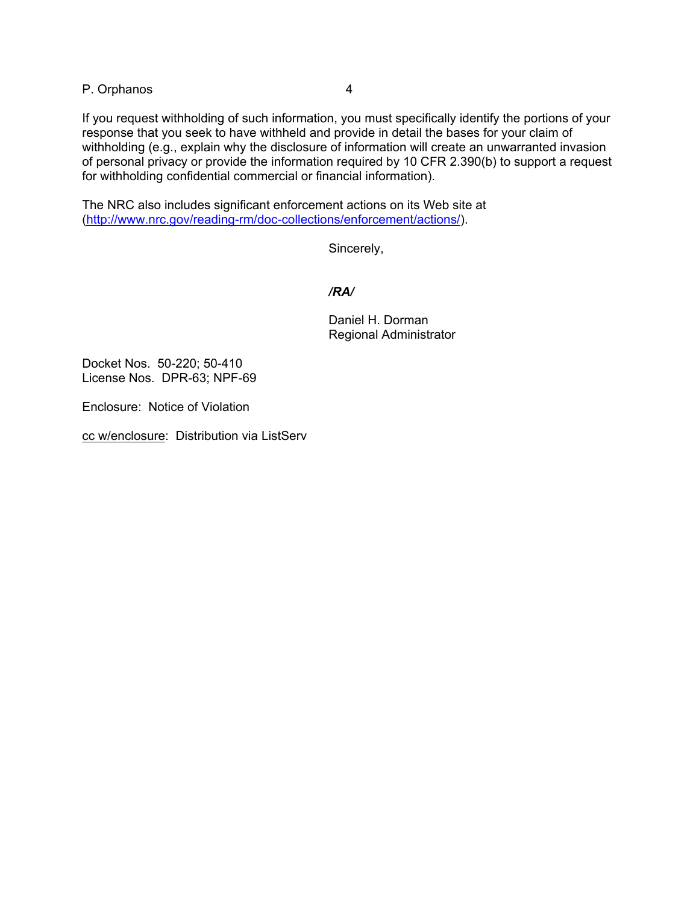If you request withholding of such information, you must specifically identify the portions of your response that you seek to have withheld and provide in detail the bases for your claim of withholding (e.g., explain why the disclosure of information will create an unwarranted invasion of personal privacy or provide the information required by 10 CFR 2.390(b) to support a request for withholding confidential commercial or financial information).

The NRC also includes significant enforcement actions on its Web site at (http://www.nrc.gov/reading-rm/doc-collections/enforcement/actions/).

Sincerely,

***/RA/***

Daniel H. Dorman
Regional Administrator

Docket Nos. 50-220; 50-410
License Nos. DPR-63; NPF-69

Enclosure: Notice of Violation

cc w/enclosure: Distribution via ListServ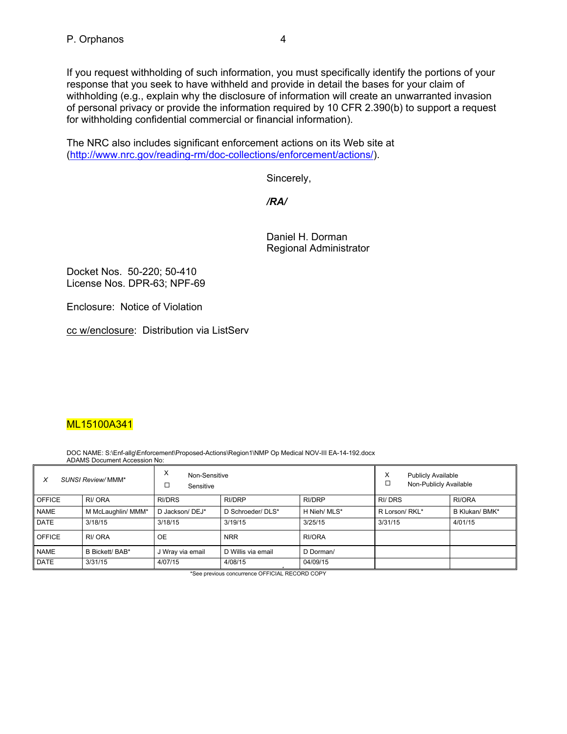If you request withholding of such information, you must specifically identify the portions of your response that you seek to have withheld and provide in detail the bases for your claim of withholding (e.g., explain why the disclosure of information will create an unwarranted invasion of personal privacy or provide the information required by 10 CFR 2.390(b) to support a request for withholding confidential commercial or financial information).

The NRC also includes significant enforcement actions on its Web site at (http://www.nrc.gov/reading-rm/doc-collections/enforcement/actions/).

Sincerely,

***/RA/***

Daniel H. Dorman
Regional Administrator

Docket Nos. 50-220; 50-410
License Nos. DPR-63; NPF-69

Enclosure: Notice of Violation

cc w/enclosure: Distribution via ListServ

ML15100A341

DOC NAME: S:\Enf-allg\Enforcement\Proposed-Actions\Region1\NMP Op Medical NOV-III EA-14-192.docx
ADAMS Document Accession No:

| X *SUNSI Review/ MMM** | X Non-Sensitive ☐ Sensitive | | | X Publicly Available ☐ Non-Publicly Available | |
|---|---|---|---|---|---|
| **OFFICE** | RI/ ORA | RI/DRS | RI/DRP | RI/DRP | RI/ DRS | RI/ORA |
| **NAME** | M McLaughlin/ MMM* | D Jackson/ DEJ* | D Schroeder/ DLS* | H Nieh/ MLS* | R Lorson/ RKL* | B Klukan/ BMK* |
| **DATE** | 3/18/15 | 3/18/15 | 3/19/15 | 3/25/15 | 3/31/15 | 4/01/15 |
| **OFFICE** | RI/ ORA | OE | NRR | RI/ORA | | |
| **NAME** | B Bickett/ BAB* | J Wray via email | D Willis via email | D Dorman/ | | |
| **DATE** | 3/31/15 | 4/07/15 | 4/08/15 | 04/09/15 | | |

*See previous concurrence OFFICIAL RECORD COPY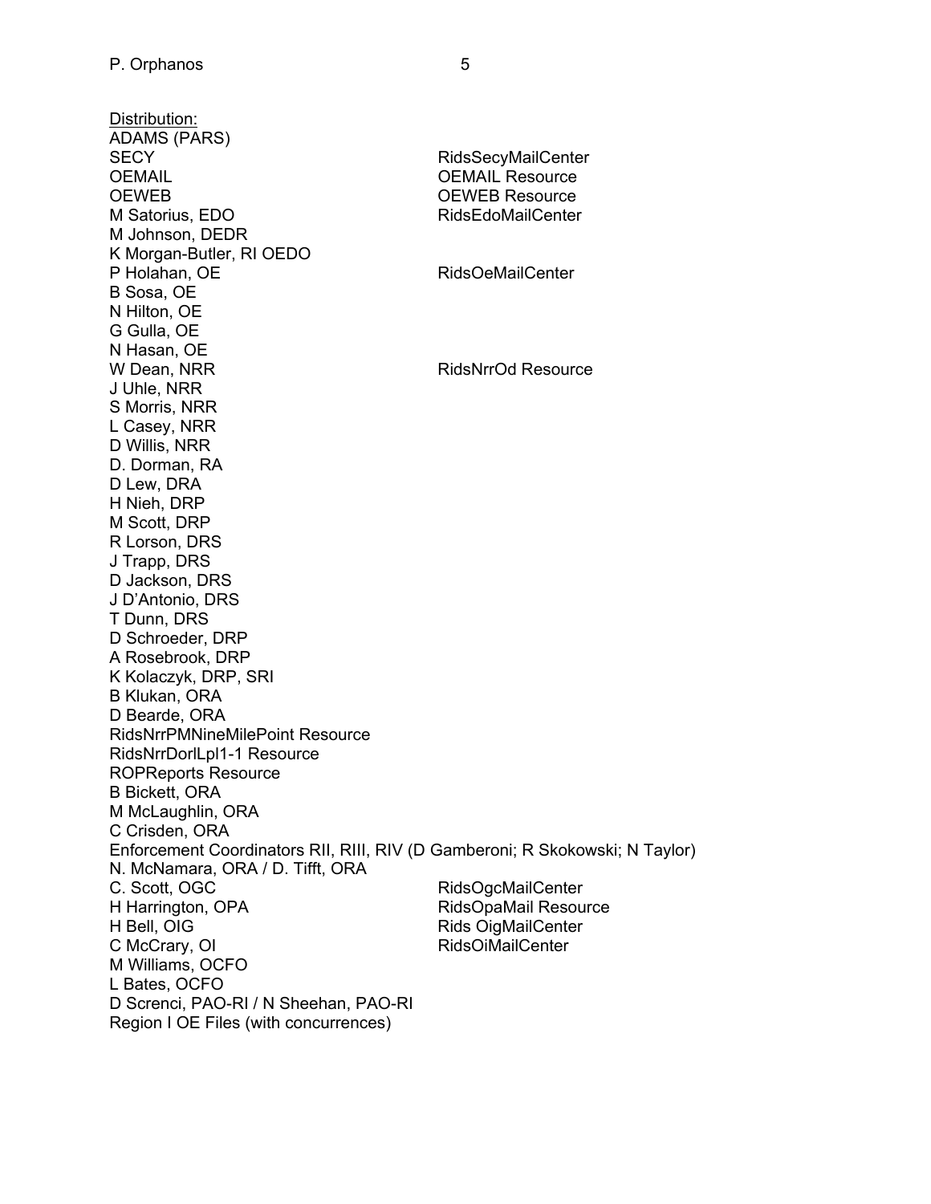Distribution:

ADAMS (PARS)
SECY RidsSecyMailCenter
OEMAIL OEMAIL Resource
OEWEB OEWEB Resource
M Satorius, EDO RidsEdoMailCenter
M Johnson, DEDR
K Morgan-Butler, RI OEDO
P Holahan, OE RidsOeMailCenter
B Sosa, OE
N Hilton, OE
G Gulla, OE
N Hasan, OE
W Dean, NRR RidsNrrOd Resource
J Uhle, NRR
S Morris, NRR
L Casey, NRR
D Willis, NRR
D. Dorman, RA
D Lew, DRA
H Nieh, DRP
M Scott, DRP
R Lorson, DRS
J Trapp, DRS
D Jackson, DRS
J D'Antonio, DRS
T Dunn, DRS
D Schroeder, DRP
A Rosebrook, DRP
K Kolaczyk, DRP, SRI
B Klukan, ORA
D Bearde, ORA
RidsNrrPMNineMilePoint Resource
RidsNrrDorlLpl1-1 Resource
ROPReports Resource
B Bickett, ORA
M McLaughlin, ORA
C Crisden, ORA
Enforcement Coordinators RII, RIII, RIV (D Gamberoni; R Skokowski; N Taylor)
N. McNamara, ORA / D. Tifft, ORA
C. Scott, OGC RidsOgcMailCenter
H Harrington, OPA RidsOpaMail Resource
H Bell, OIG Rids OigMailCenter
C McCrary, OI RidsOiMailCenter
M Williams, OCFO
L Bates, OCFO
D Screnci, PAO-RI / N Sheehan, PAO-RI
Region I OE Files (with concurrences)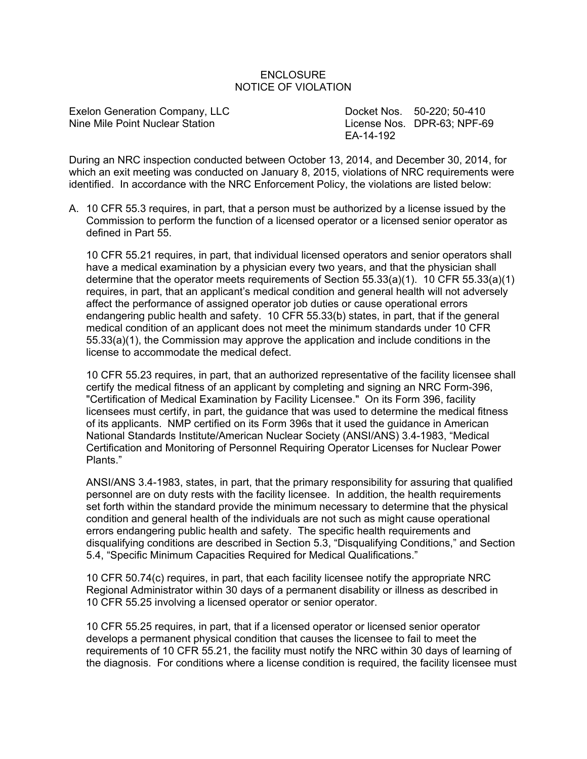ENCLOSURE
NOTICE OF VIOLATION

Exelon Generation Company, LLC
Nine Mile Point Nuclear Station

Docket Nos. 50-220; 50-410
License Nos. DPR-63; NPF-69
EA-14-192

During an NRC inspection conducted between October 13, 2014, and December 30, 2014, for which an exit meeting was conducted on January 8, 2015, violations of NRC requirements were identified. In accordance with the NRC Enforcement Policy, the violations are listed below:

A. 10 CFR 55.3 requires, in part, that a person must be authorized by a license issued by the Commission to perform the function of a licensed operator or a licensed senior operator as defined in Part 55.

   10 CFR 55.21 requires, in part, that individual licensed operators and senior operators shall have a medical examination by a physician every two years, and that the physician shall determine that the operator meets requirements of Section 55.33(a)(1). 10 CFR 55.33(a)(1) requires, in part, that an applicant's medical condition and general health will not adversely affect the performance of assigned operator job duties or cause operational errors endangering public health and safety. 10 CFR 55.33(b) states, in part, that if the general medical condition of an applicant does not meet the minimum standards under 10 CFR 55.33(a)(1), the Commission may approve the application and include conditions in the license to accommodate the medical defect.

   10 CFR 55.23 requires, in part, that an authorized representative of the facility licensee shall certify the medical fitness of an applicant by completing and signing an NRC Form-396, "Certification of Medical Examination by Facility Licensee." On its Form 396, facility licensees must certify, in part, the guidance that was used to determine the medical fitness of its applicants. NMP certified on its Form 396s that it used the guidance in American National Standards Institute/American Nuclear Society (ANSI/ANS) 3.4-1983, "Medical Certification and Monitoring of Personnel Requiring Operator Licenses for Nuclear Power Plants."

   ANSI/ANS 3.4-1983, states, in part, that the primary responsibility for assuring that qualified personnel are on duty rests with the facility licensee. In addition, the health requirements set forth within the standard provide the minimum necessary to determine that the physical condition and general health of the individuals are not such as might cause operational errors endangering public health and safety. The specific health requirements and disqualifying conditions are described in Section 5.3, "Disqualifying Conditions," and Section 5.4, "Specific Minimum Capacities Required for Medical Qualifications."

   10 CFR 50.74(c) requires, in part, that each facility licensee notify the appropriate NRC Regional Administrator within 30 days of a permanent disability or illness as described in 10 CFR 55.25 involving a licensed operator or senior operator.

   10 CFR 55.25 requires, in part, that if a licensed operator or licensed senior operator develops a permanent physical condition that causes the licensee to fail to meet the requirements of 10 CFR 55.21, the facility must notify the NRC within 30 days of learning of the diagnosis. For conditions where a license condition is required, the facility licensee must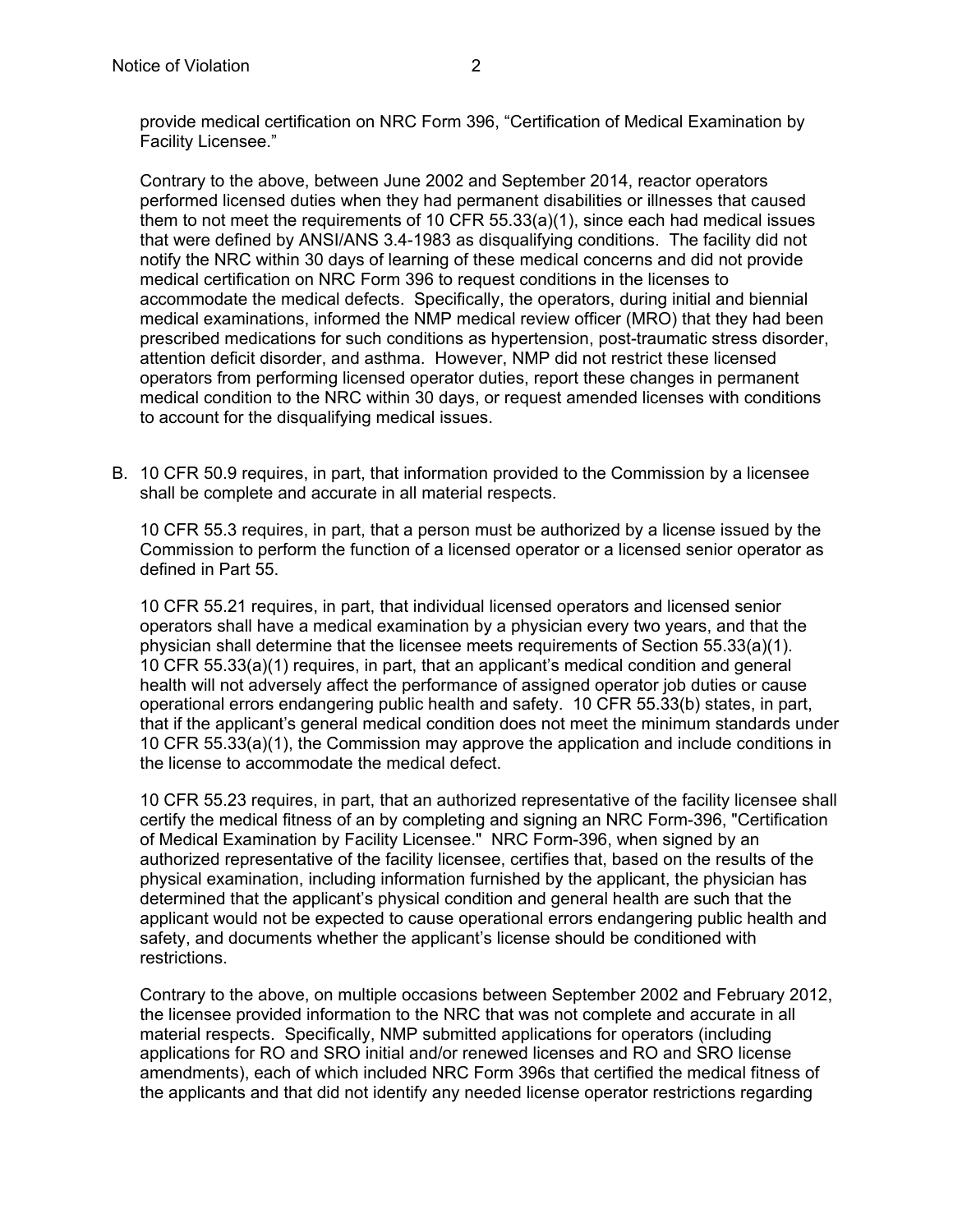provide medical certification on NRC Form 396, "Certification of Medical Examination by Facility Licensee."

Contrary to the above, between June 2002 and September 2014, reactor operators performed licensed duties when they had permanent disabilities or illnesses that caused them to not meet the requirements of 10 CFR 55.33(a)(1), since each had medical issues that were defined by ANSI/ANS 3.4-1983 as disqualifying conditions. The facility did not notify the NRC within 30 days of learning of these medical concerns and did not provide medical certification on NRC Form 396 to request conditions in the licenses to accommodate the medical defects. Specifically, the operators, during initial and biennial medical examinations, informed the NMP medical review officer (MRO) that they had been prescribed medications for such conditions as hypertension, post-traumatic stress disorder, attention deficit disorder, and asthma. However, NMP did not restrict these licensed operators from performing licensed operator duties, report these changes in permanent medical condition to the NRC within 30 days, or request amended licenses with conditions to account for the disqualifying medical issues.

B. 10 CFR 50.9 requires, in part, that information provided to the Commission by a licensee shall be complete and accurate in all material respects.

   10 CFR 55.3 requires, in part, that a person must be authorized by a license issued by the Commission to perform the function of a licensed operator or a licensed senior operator as defined in Part 55.

   10 CFR 55.21 requires, in part, that individual licensed operators and licensed senior operators shall have a medical examination by a physician every two years, and that the physician shall determine that the licensee meets requirements of Section 55.33(a)(1). 10 CFR 55.33(a)(1) requires, in part, that an applicant's medical condition and general health will not adversely affect the performance of assigned operator job duties or cause operational errors endangering public health and safety. 10 CFR 55.33(b) states, in part, that if the applicant's general medical condition does not meet the minimum standards under 10 CFR 55.33(a)(1), the Commission may approve the application and include conditions in the license to accommodate the medical defect.

   10 CFR 55.23 requires, in part, that an authorized representative of the facility licensee shall certify the medical fitness of an by completing and signing an NRC Form-396, "Certification of Medical Examination by Facility Licensee." NRC Form-396, when signed by an authorized representative of the facility licensee, certifies that, based on the results of the physical examination, including information furnished by the applicant, the physician has determined that the applicant's physical condition and general health are such that the applicant would not be expected to cause operational errors endangering public health and safety, and documents whether the applicant's license should be conditioned with restrictions.

   Contrary to the above, on multiple occasions between September 2002 and February 2012, the licensee provided information to the NRC that was not complete and accurate in all material respects. Specifically, NMP submitted applications for operators (including applications for RO and SRO initial and/or renewed licenses and RO and SRO license amendments), each of which included NRC Form 396s that certified the medical fitness of the applicants and that did not identify any needed license operator restrictions regarding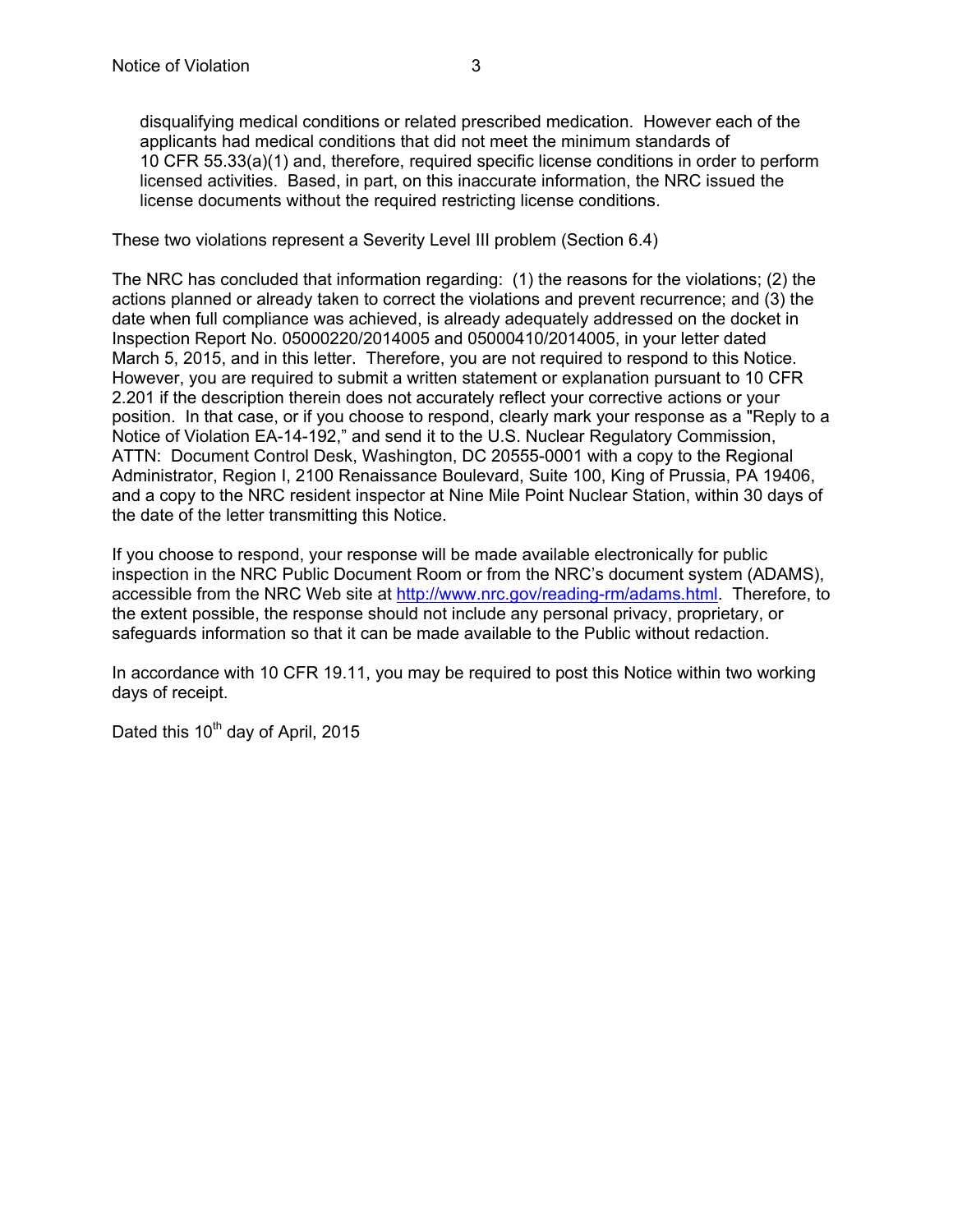disqualifying medical conditions or related prescribed medication. However each of the applicants had medical conditions that did not meet the minimum standards of 10 CFR 55.33(a)(1) and, therefore, required specific license conditions in order to perform licensed activities. Based, in part, on this inaccurate information, the NRC issued the license documents without the required restricting license conditions.

These two violations represent a Severity Level III problem (Section 6.4)

The NRC has concluded that information regarding: (1) the reasons for the violations; (2) the actions planned or already taken to correct the violations and prevent recurrence; and (3) the date when full compliance was achieved, is already adequately addressed on the docket in Inspection Report No. 05000220/2014005 and 05000410/2014005, in your letter dated March 5, 2015, and in this letter. Therefore, you are not required to respond to this Notice. However, you are required to submit a written statement or explanation pursuant to 10 CFR 2.201 if the description therein does not accurately reflect your corrective actions or your position. In that case, or if you choose to respond, clearly mark your response as a "Reply to a Notice of Violation EA-14-192," and send it to the U.S. Nuclear Regulatory Commission, ATTN: Document Control Desk, Washington, DC 20555-0001 with a copy to the Regional Administrator, Region I, 2100 Renaissance Boulevard, Suite 100, King of Prussia, PA 19406, and a copy to the NRC resident inspector at Nine Mile Point Nuclear Station, within 30 days of the date of the letter transmitting this Notice.

If you choose to respond, your response will be made available electronically for public inspection in the NRC Public Document Room or from the NRC's document system (ADAMS), accessible from the NRC Web site at http://www.nrc.gov/reading-rm/adams.html. Therefore, to the extent possible, the response should not include any personal privacy, proprietary, or safeguards information so that it can be made available to the Public without redaction.

In accordance with 10 CFR 19.11, you may be required to post this Notice within two working days of receipt.

Dated this 10th day of April, 2015